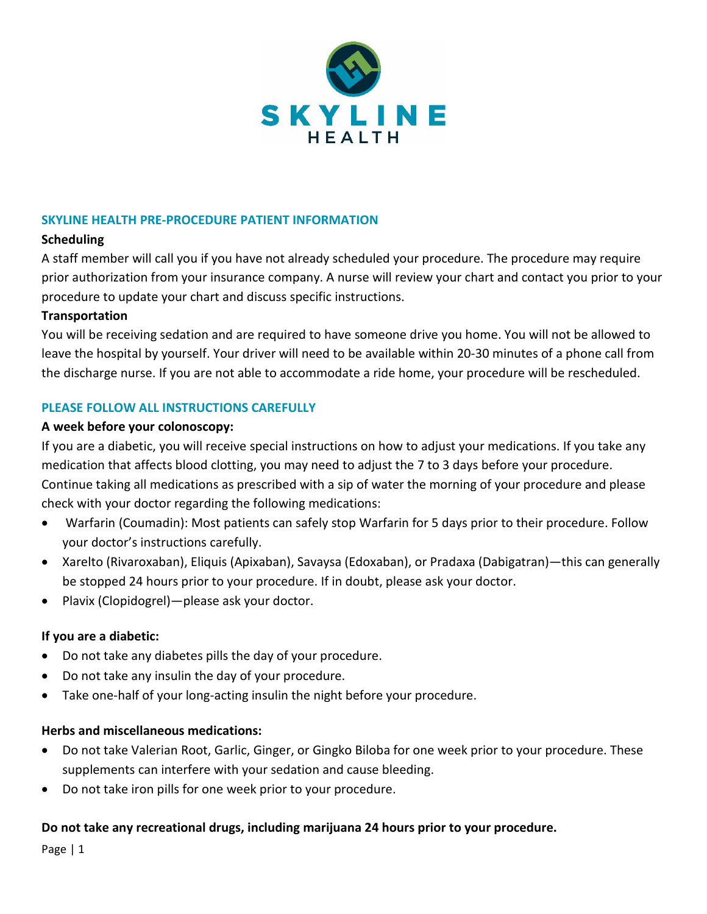# SKYLINE HEALTH

## SKYLINE HEALTH PRE-PROCEDURE PATIENT INFORMATION

**Scheduling**

A staff member will call you if you have not already scheduled your procedure. The procedure may require prior authorization from your insurance company. A nurse will review your chart and contact you prior to your procedure to update your chart and discuss specific instructions.

**Transportation**

You will be receiving sedation and are required to have someone drive you home. You will not be allowed to leave the hospital by yourself. Your driver will need to be available within 20-30 minutes of a phone call from the discharge nurse. If you are not able to accommodate a ride home, your procedure will be rescheduled.

## PLEASE FOLLOW ALL INSTRUCTIONS CAREFULLY

**A week before your colonoscopy:**

If you are a diabetic, you will receive special instructions on how to adjust your medications. If you take any medication that affects blood clotting, you may need to adjust the 7 to 3 days before your procedure. Continue taking all medications as prescribed with a sip of water the morning of your procedure and please check with your doctor regarding the following medications:

- Warfarin (Coumadin): Most patients can safely stop Warfarin for 5 days prior to their procedure. Follow your doctor's instructions carefully.
- Xarelto (Rivaroxaban), Eliquis (Apixaban), Savaysa (Edoxaban), or Pradaxa (Dabigatran)—this can generally be stopped 24 hours prior to your procedure. If in doubt, please ask your doctor.
- Plavix (Clopidogrel)—please ask your doctor.

**If you are a diabetic:**

- Do not take any diabetes pills the day of your procedure.
- Do not take any insulin the day of your procedure.
- Take one-half of your long-acting insulin the night before your procedure.

**Herbs and miscellaneous medications:**

- Do not take Valerian Root, Garlic, Ginger, or Gingko Biloba for one week prior to your procedure. These supplements can interfere with your sedation and cause bleeding.
- Do not take iron pills for one week prior to your procedure.

**Do not take any recreational drugs, including marijuana 24 hours prior to your procedure.**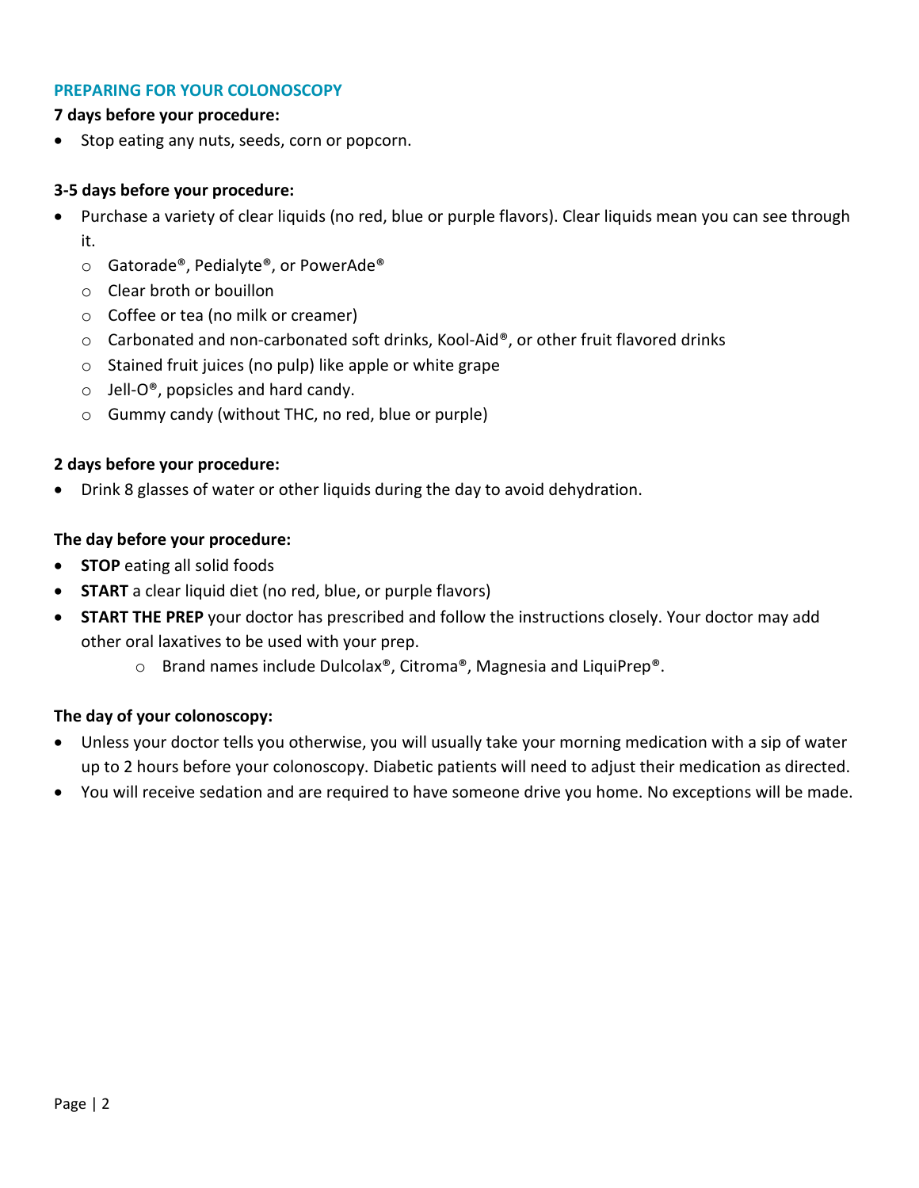## PREPARING FOR YOUR COLONOSCOPY

**7 days before your procedure:**

- Stop eating any nuts, seeds, corn or popcorn.

**3-5 days before your procedure:**

- Purchase a variety of clear liquids (no red, blue or purple flavors). Clear liquids mean you can see through it.
  - Gatorade®, Pedialyte®, or PowerAde®
  - Clear broth or bouillon
  - Coffee or tea (no milk or creamer)
  - Carbonated and non-carbonated soft drinks, Kool-Aid®, or other fruit flavored drinks
  - Stained fruit juices (no pulp) like apple or white grape
  - Jell-O®, popsicles and hard candy.
  - Gummy candy (without THC, no red, blue or purple)

**2 days before your procedure:**

- Drink 8 glasses of water or other liquids during the day to avoid dehydration.

**The day before your procedure:**

- **STOP** eating all solid foods
- **START** a clear liquid diet (no red, blue, or purple flavors)
- **START THE PREP** your doctor has prescribed and follow the instructions closely. Your doctor may add other oral laxatives to be used with your prep.
  - Brand names include Dulcolax®, Citroma®, Magnesia and LiquiPrep®.

**The day of your colonoscopy:**

- Unless your doctor tells you otherwise, you will usually take your morning medication with a sip of water up to 2 hours before your colonoscopy. Diabetic patients will need to adjust their medication as directed.
- You will receive sedation and are required to have someone drive you home. No exceptions will be made.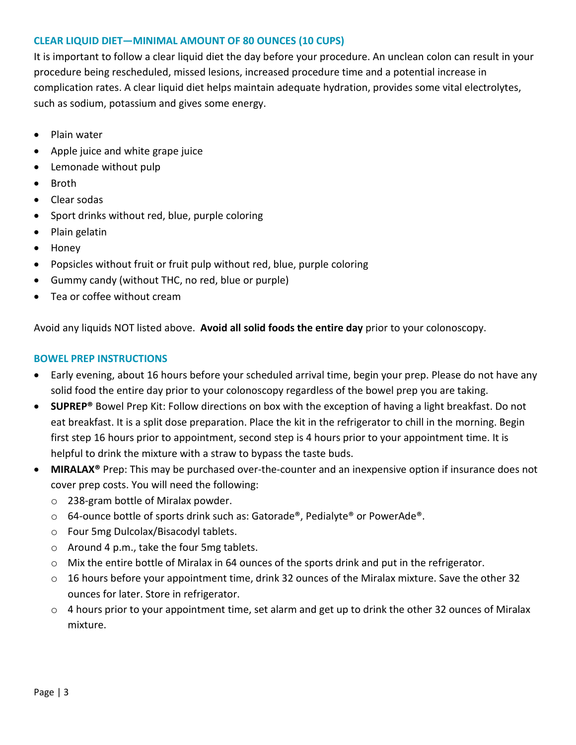## CLEAR LIQUID DIET—MINIMAL AMOUNT OF 80 OUNCES (10 CUPS)

It is important to follow a clear liquid diet the day before your procedure. An unclean colon can result in your procedure being rescheduled, missed lesions, increased procedure time and a potential increase in complication rates. A clear liquid diet helps maintain adequate hydration, provides some vital electrolytes, such as sodium, potassium and gives some energy.

- Plain water
- Apple juice and white grape juice
- Lemonade without pulp
- Broth
- Clear sodas
- Sport drinks without red, blue, purple coloring
- Plain gelatin
- Honey
- Popsicles without fruit or fruit pulp without red, blue, purple coloring
- Gummy candy (without THC, no red, blue or purple)
- Tea or coffee without cream

Avoid any liquids NOT listed above. **Avoid all solid foods the entire day** prior to your colonoscopy.

## BOWEL PREP INSTRUCTIONS

- Early evening, about 16 hours before your scheduled arrival time, begin your prep. Please do not have any solid food the entire day prior to your colonoscopy regardless of the bowel prep you are taking.
- **SUPREP®** Bowel Prep Kit: Follow directions on box with the exception of having a light breakfast. Do not eat breakfast. It is a split dose preparation. Place the kit in the refrigerator to chill in the morning. Begin first step 16 hours prior to appointment, second step is 4 hours prior to your appointment time. It is helpful to drink the mixture with a straw to bypass the taste buds.
- **MIRALAX®** Prep: This may be purchased over-the-counter and an inexpensive option if insurance does not cover prep costs. You will need the following:
  - 238-gram bottle of Miralax powder.
  - 64-ounce bottle of sports drink such as: Gatorade®, Pedialyte® or PowerAde®.
  - Four 5mg Dulcolax/Bisacodyl tablets.
  - Around 4 p.m., take the four 5mg tablets.
  - Mix the entire bottle of Miralax in 64 ounces of the sports drink and put in the refrigerator.
  - 16 hours before your appointment time, drink 32 ounces of the Miralax mixture. Save the other 32 ounces for later. Store in refrigerator.
  - 4 hours prior to your appointment time, set alarm and get up to drink the other 32 ounces of Miralax mixture.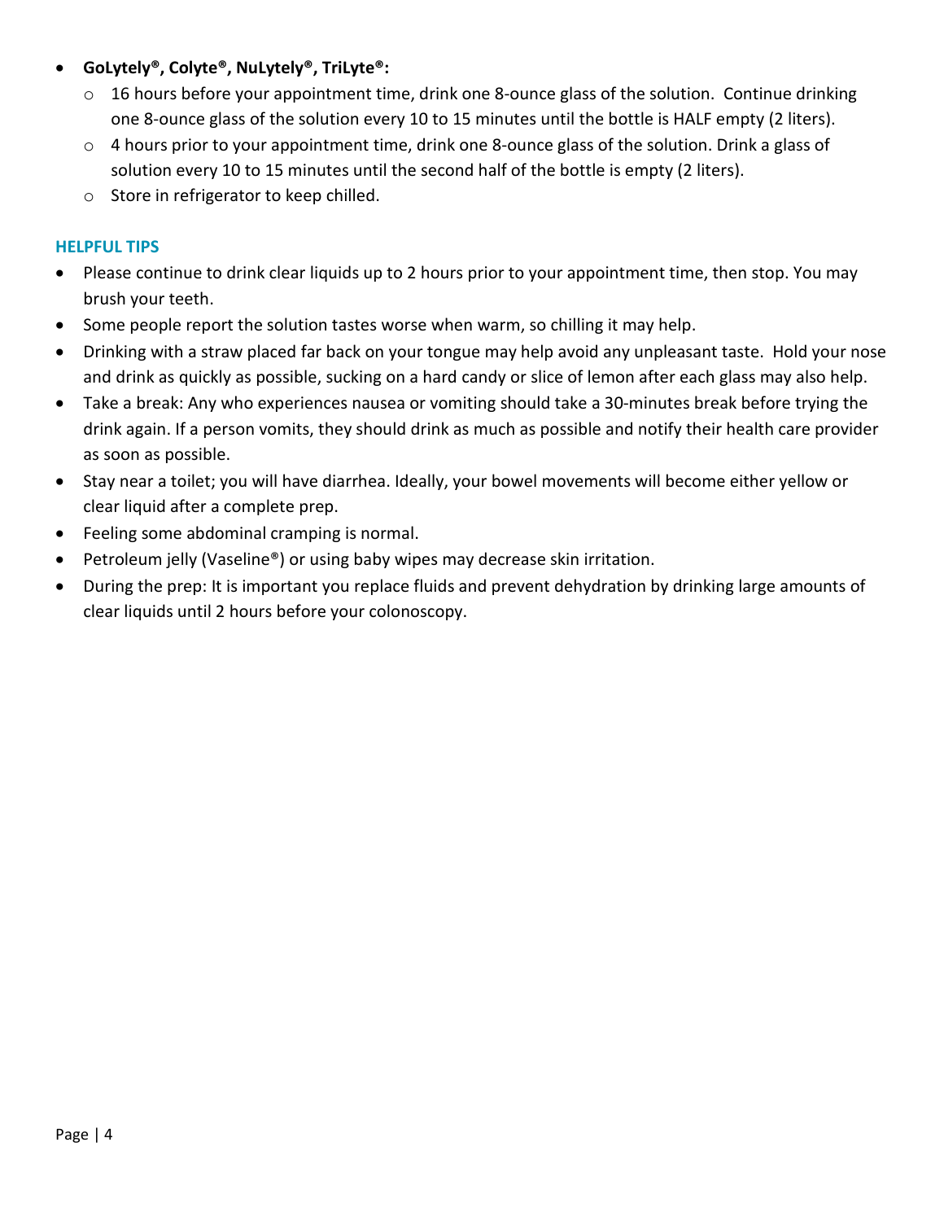- **GoLytely®, Colyte®, NuLytely®, TriLyte®:**
  - 16 hours before your appointment time, drink one 8-ounce glass of the solution. Continue drinking one 8-ounce glass of the solution every 10 to 15 minutes until the bottle is HALF empty (2 liters).
  - 4 hours prior to your appointment time, drink one 8-ounce glass of the solution. Drink a glass of solution every 10 to 15 minutes until the second half of the bottle is empty (2 liters).
  - Store in refrigerator to keep chilled.

### HELPFUL TIPS

- Please continue to drink clear liquids up to 2 hours prior to your appointment time, then stop. You may brush your teeth.
- Some people report the solution tastes worse when warm, so chilling it may help.
- Drinking with a straw placed far back on your tongue may help avoid any unpleasant taste. Hold your nose and drink as quickly as possible, sucking on a hard candy or slice of lemon after each glass may also help.
- Take a break: Any who experiences nausea or vomiting should take a 30-minutes break before trying the drink again. If a person vomits, they should drink as much as possible and notify their health care provider as soon as possible.
- Stay near a toilet; you will have diarrhea. Ideally, your bowel movements will become either yellow or clear liquid after a complete prep.
- Feeling some abdominal cramping is normal.
- Petroleum jelly (Vaseline®) or using baby wipes may decrease skin irritation.
- During the prep: It is important you replace fluids and prevent dehydration by drinking large amounts of clear liquids until 2 hours before your colonoscopy.